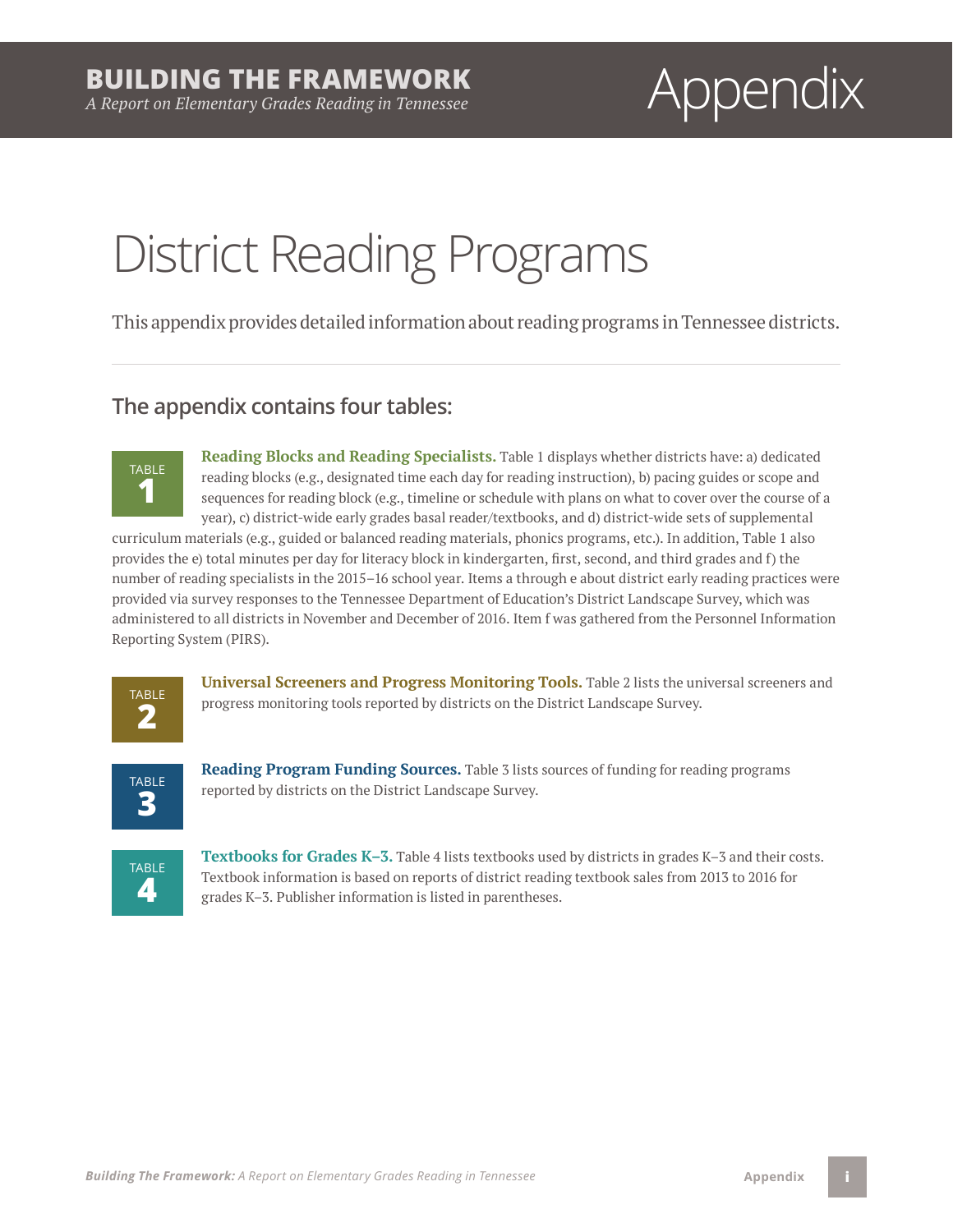# Appendix

# District Reading Programs

This appendix provides detailed information about reading programs in Tennessee districts.

## The appendix contains four tables:

**TABLE 1**

**Reading Blocks and Reading Specialists.** Table 1 displays whether districts have: a) dedicated reading blocks (e.g., designated time each day for reading instruction), b) pacing guides or scope and sequences for reading block (e.g., timeline or schedule with plans on what to cover over the course of a year), c) district-wide early grades basal reader/textbooks, and d) district-wide sets of supplemental curriculum materials (e.g., guided or balanced reading materials, phonics programs, etc.). In addition, Table 1 also provides the e) total minutes per day for literacy block in kindergarten, first, second, and third grades and f) the number of reading specialists in the 2015–16 school year. Items a through e about district early reading practices were provided via survey responses to the Tennessee Department of Education's District Landscape Survey, which was administered to all districts in November and December of 2016. Item f was gathered from the Personnel Information Reporting System (PIRS).

**TABLE 2**

**Universal Screeners and Progress Monitoring Tools.** Table 2 lists the universal screeners and progress monitoring tools reported by districts on the District Landscape Survey.

**TABLE 3**

**Reading Program Funding Sources.** Table 3 lists sources of funding for reading programs reported by districts on the District Landscape Survey.

**TABLE 4**

**Textbooks for Grades K–3.** Table 4 lists textbooks used by districts in grades K–3 and their costs. Textbook information is based on reports of district reading textbook sales from 2013 to 2016 for grades K–3. Publisher information is listed in parentheses.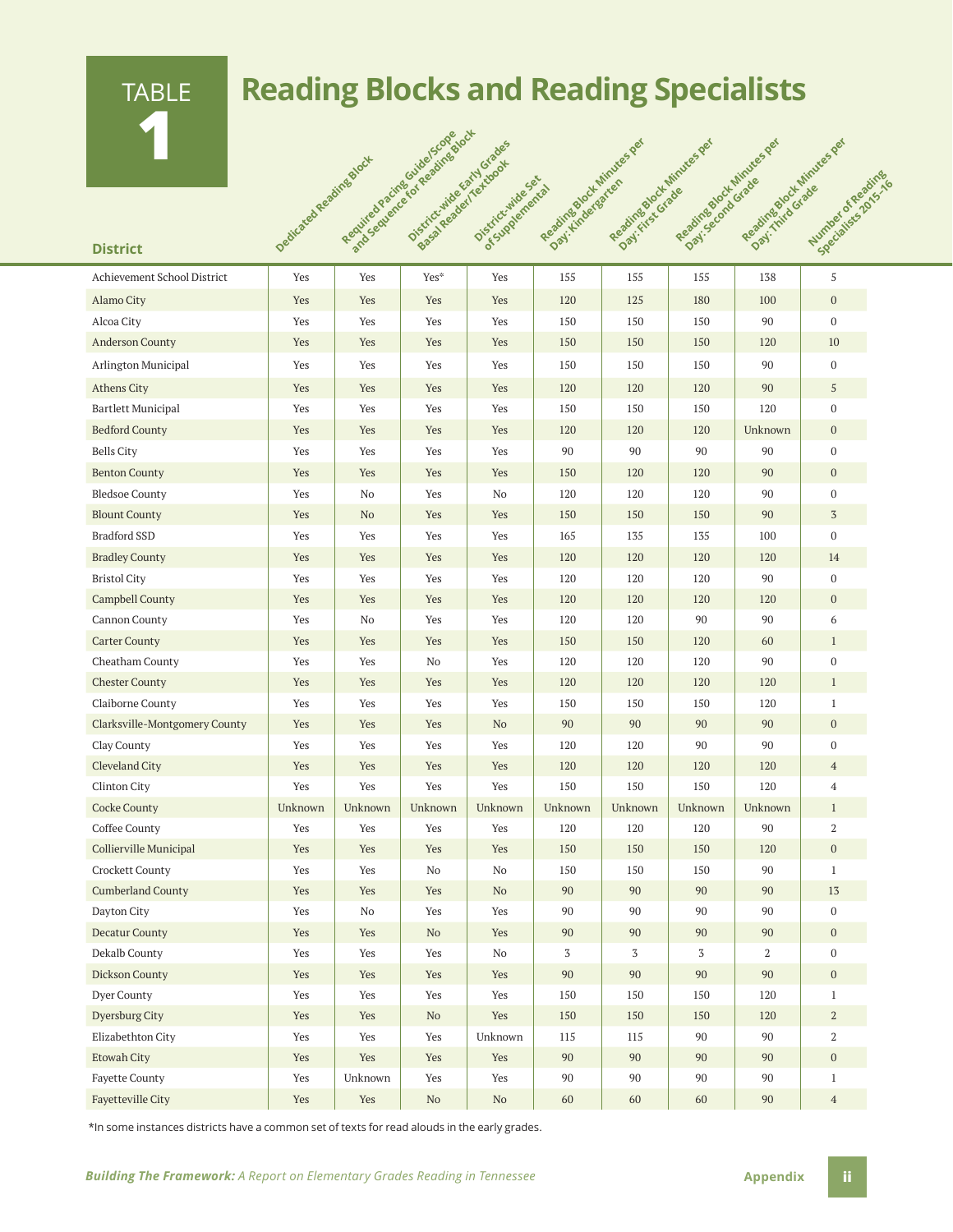# TABLE 1

## Reading Blocks and Reading Specialists

| District | Dedicated Reading Block | Required Pacing Guide/Scope and Sequence for Reading Block | District-wide Early Grades Basal Reader/Textbook | District-wide Set of Supplemental | Reading Block Minutes per Day: Kindergarten | Reading Block Minutes per Day: First Grade | Reading Block Minutes per Day: Second Grade | Reading Block Minutes per Day: Third Grade | Number of Reading Specialists 2015-16 |
|---|---|---|---|---|---|---|---|---|---|
| Achievement School District | Yes | Yes | Yes* | Yes | 155 | 155 | 155 | 138 | 5 |
| Alamo City | Yes | Yes | Yes | Yes | 120 | 125 | 180 | 100 | 0 |
| Alcoa City | Yes | Yes | Yes | Yes | 150 | 150 | 150 | 90 | 0 |
| Anderson County | Yes | Yes | Yes | Yes | 150 | 150 | 150 | 120 | 10 |
| Arlington Municipal | Yes | Yes | Yes | Yes | 150 | 150 | 150 | 90 | 0 |
| Athens City | Yes | Yes | Yes | Yes | 120 | 120 | 120 | 90 | 5 |
| Bartlett Municipal | Yes | Yes | Yes | Yes | 150 | 150 | 150 | 120 | 0 |
| Bedford County | Yes | Yes | Yes | Yes | 120 | 120 | 120 | Unknown | 0 |
| Bells City | Yes | Yes | Yes | Yes | 90 | 90 | 90 | 90 | 0 |
| Benton County | Yes | Yes | Yes | Yes | 150 | 120 | 120 | 90 | 0 |
| Bledsoe County | Yes | No | Yes | No | 120 | 120 | 120 | 90 | 0 |
| Blount County | Yes | No | Yes | Yes | 150 | 150 | 150 | 90 | 3 |
| Bradford SSD | Yes | Yes | Yes | Yes | 165 | 135 | 135 | 100 | 0 |
| Bradley County | Yes | Yes | Yes | Yes | 120 | 120 | 120 | 120 | 14 |
| Bristol City | Yes | Yes | Yes | Yes | 120 | 120 | 120 | 90 | 0 |
| Campbell County | Yes | Yes | Yes | Yes | 120 | 120 | 120 | 120 | 0 |
| Cannon County | Yes | No | Yes | Yes | 120 | 120 | 90 | 90 | 6 |
| Carter County | Yes | Yes | Yes | Yes | 150 | 150 | 120 | 60 | 1 |
| Cheatham County | Yes | Yes | No | Yes | 120 | 120 | 120 | 90 | 0 |
| Chester County | Yes | Yes | Yes | Yes | 120 | 120 | 120 | 120 | 1 |
| Claiborne County | Yes | Yes | Yes | Yes | 150 | 150 | 150 | 120 | 1 |
| Clarksville-Montgomery County | Yes | Yes | Yes | No | 90 | 90 | 90 | 90 | 0 |
| Clay County | Yes | Yes | Yes | Yes | 120 | 120 | 90 | 90 | 0 |
| Cleveland City | Yes | Yes | Yes | Yes | 120 | 120 | 120 | 120 | 4 |
| Clinton City | Yes | Yes | Yes | Yes | 150 | 150 | 150 | 120 | 4 |
| Cocke County | Unknown | Unknown | Unknown | Unknown | Unknown | Unknown | Unknown | Unknown | 1 |
| Coffee County | Yes | Yes | Yes | Yes | 120 | 120 | 120 | 90 | 2 |
| Collierville Municipal | Yes | Yes | Yes | Yes | 150 | 150 | 150 | 120 | 0 |
| Crockett County | Yes | Yes | No | No | 150 | 150 | 150 | 90 | 1 |
| Cumberland County | Yes | Yes | Yes | No | 90 | 90 | 90 | 90 | 13 |
| Dayton City | Yes | No | Yes | Yes | 90 | 90 | 90 | 90 | 0 |
| Decatur County | Yes | Yes | No | Yes | 90 | 90 | 90 | 90 | 0 |
| Dekalb County | Yes | Yes | Yes | No | 3 | 3 | 3 | 2 | 0 |
| Dickson County | Yes | Yes | Yes | Yes | 90 | 90 | 90 | 90 | 0 |
| Dyer County | Yes | Yes | Yes | Yes | 150 | 150 | 150 | 120 | 1 |
| Dyersburg City | Yes | Yes | No | Yes | 150 | 150 | 150 | 120 | 2 |
| Elizabethton City | Yes | Yes | Yes | Unknown | 115 | 115 | 90 | 90 | 2 |
| Etowah City | Yes | Yes | Yes | Yes | 90 | 90 | 90 | 90 | 0 |
| Fayette County | Yes | Unknown | Yes | Yes | 90 | 90 | 90 | 90 | 1 |
| Fayetteville City | Yes | Yes | No | No | 60 | 60 | 60 | 90 | 4 |

*In some instances districts have a common set of texts for read alouds in the early grades.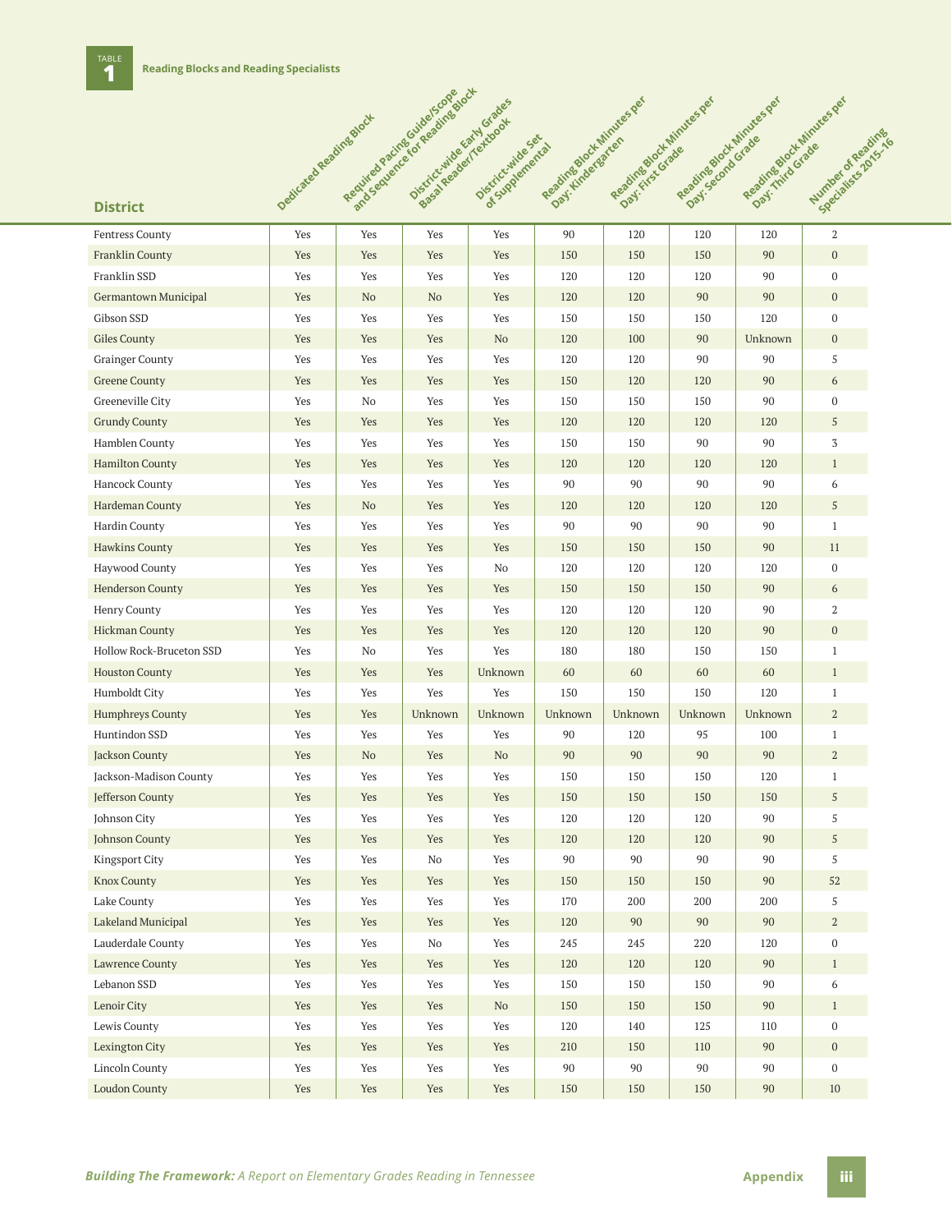TABLE 1 **Reading Blocks and Reading Specialists**

| District | Dedicated Reading Block | Required Pacing Guide/Scope and Sequence for Reading Block | District-wide Early Grades Basal Reader/Textbook | District-wide Set of Supplemental | Reading Block Minutes per Day: Kindergarten | Reading Block Minutes per Day: First Grade | Reading Block Minutes per Day: Second Grade | Reading Block Minutes per Day: Third Grade | Number of Reading Specialists 2015-16 |
|---|---|---|---|---|---|---|---|---|---|
| Fentress County | Yes | Yes | Yes | Yes | 90 | 120 | 120 | 120 | 2 |
| Franklin County | Yes | Yes | Yes | Yes | 150 | 150 | 150 | 90 | 0 |
| Franklin SSD | Yes | Yes | Yes | Yes | 120 | 120 | 120 | 90 | 0 |
| Germantown Municipal | Yes | No | No | Yes | 120 | 120 | 90 | 90 | 0 |
| Gibson SSD | Yes | Yes | Yes | Yes | 150 | 150 | 150 | 120 | 0 |
| Giles County | Yes | Yes | Yes | No | 120 | 100 | 90 | Unknown | 0 |
| Grainger County | Yes | Yes | Yes | Yes | 120 | 120 | 90 | 90 | 5 |
| Greene County | Yes | Yes | Yes | Yes | 150 | 120 | 120 | 90 | 6 |
| Greeneville City | Yes | No | Yes | Yes | 150 | 150 | 150 | 90 | 0 |
| Grundy County | Yes | Yes | Yes | Yes | 120 | 120 | 120 | 120 | 5 |
| Hamblen County | Yes | Yes | Yes | Yes | 150 | 150 | 90 | 90 | 3 |
| Hamilton County | Yes | Yes | Yes | Yes | 120 | 120 | 120 | 120 | 1 |
| Hancock County | Yes | Yes | Yes | Yes | 90 | 90 | 90 | 90 | 6 |
| Hardeman County | Yes | No | Yes | Yes | 120 | 120 | 120 | 120 | 5 |
| Hardin County | Yes | Yes | Yes | Yes | 90 | 90 | 90 | 90 | 1 |
| Hawkins County | Yes | Yes | Yes | Yes | 150 | 150 | 150 | 90 | 11 |
| Haywood County | Yes | Yes | Yes | No | 120 | 120 | 120 | 120 | 0 |
| Henderson County | Yes | Yes | Yes | Yes | 150 | 150 | 150 | 90 | 6 |
| Henry County | Yes | Yes | Yes | Yes | 120 | 120 | 120 | 90 | 2 |
| Hickman County | Yes | Yes | Yes | Yes | 120 | 120 | 120 | 90 | 0 |
| Hollow Rock-Bruceton SSD | Yes | No | Yes | Yes | 180 | 180 | 150 | 150 | 1 |
| Houston County | Yes | Yes | Yes | Unknown | 60 | 60 | 60 | 60 | 1 |
| Humboldt City | Yes | Yes | Yes | Yes | 150 | 150 | 150 | 120 | 1 |
| Humphreys County | Yes | Yes | Unknown | Unknown | Unknown | Unknown | Unknown | Unknown | 2 |
| Huntindon SSD | Yes | Yes | Yes | Yes | 90 | 120 | 95 | 100 | 1 |
| Jackson County | Yes | No | Yes | No | 90 | 90 | 90 | 90 | 2 |
| Jackson-Madison County | Yes | Yes | Yes | Yes | 150 | 150 | 150 | 120 | 1 |
| Jefferson County | Yes | Yes | Yes | Yes | 150 | 150 | 150 | 150 | 5 |
| Johnson City | Yes | Yes | Yes | Yes | 120 | 120 | 120 | 90 | 5 |
| Johnson County | Yes | Yes | Yes | Yes | 120 | 120 | 120 | 90 | 5 |
| Kingsport City | Yes | Yes | No | Yes | 90 | 90 | 90 | 90 | 5 |
| Knox County | Yes | Yes | Yes | Yes | 150 | 150 | 150 | 90 | 52 |
| Lake County | Yes | Yes | Yes | Yes | 170 | 200 | 200 | 200 | 5 |
| Lakeland Municipal | Yes | Yes | Yes | Yes | 120 | 90 | 90 | 90 | 2 |
| Lauderdale County | Yes | Yes | No | Yes | 245 | 245 | 220 | 120 | 0 |
| Lawrence County | Yes | Yes | Yes | Yes | 120 | 120 | 120 | 90 | 1 |
| Lebanon SSD | Yes | Yes | Yes | Yes | 150 | 150 | 150 | 90 | 6 |
| Lenoir City | Yes | Yes | Yes | No | 150 | 150 | 150 | 90 | 1 |
| Lewis County | Yes | Yes | Yes | Yes | 120 | 140 | 125 | 110 | 0 |
| Lexington City | Yes | Yes | Yes | Yes | 210 | 150 | 110 | 90 | 0 |
| Lincoln County | Yes | Yes | Yes | Yes | 90 | 90 | 90 | 90 | 0 |
| Loudon County | Yes | Yes | Yes | Yes | 150 | 150 | 150 | 90 | 10 |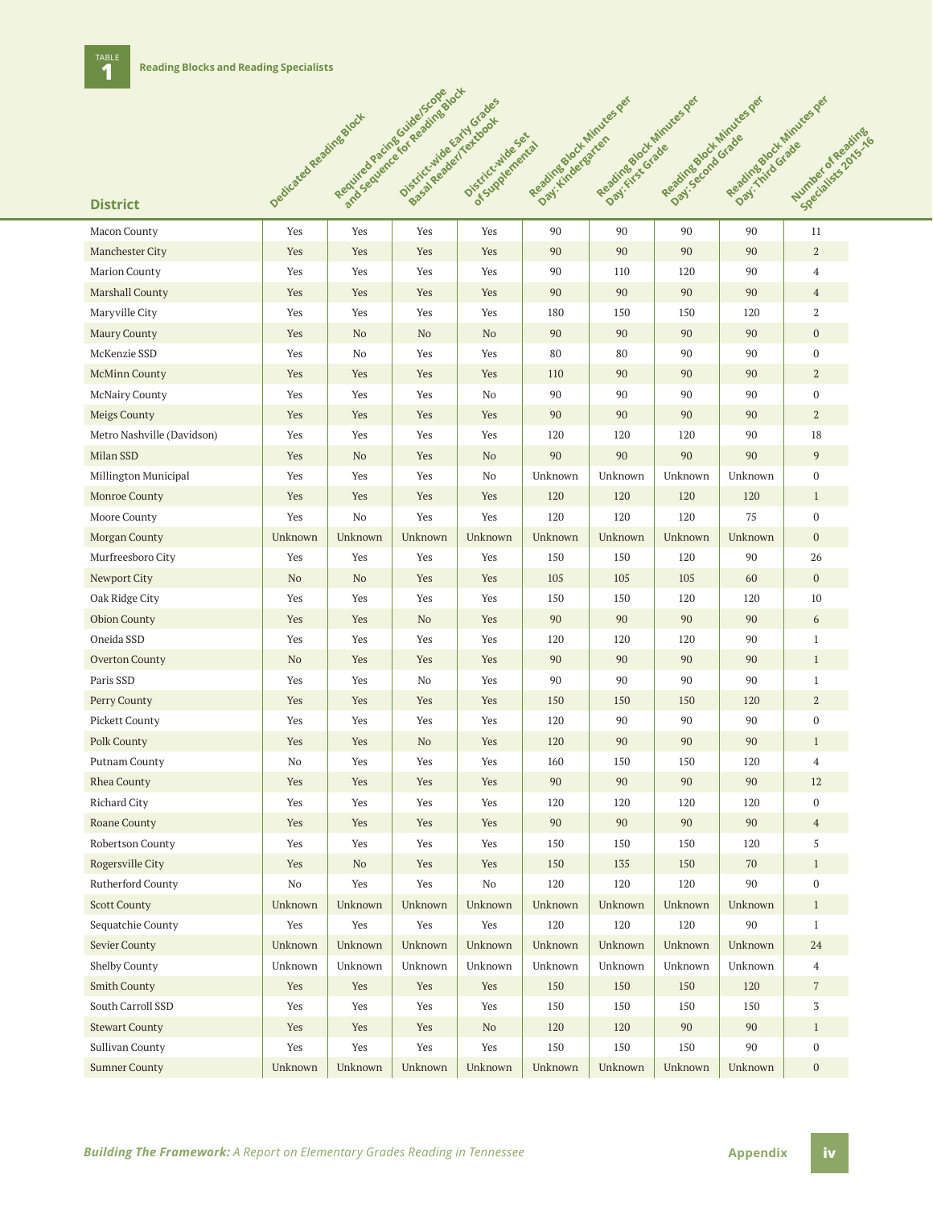**TABLE 1** Reading Blocks and Reading Specialists

| District | Dedicated Reading Block | Required Pacing Guide/Scope and Sequence for Reading Block | District-wide Early Grades Basal Reader/Textbook | District-wide Set of Supplemental | Reading Block Minutes per Day: Kindergarten | Reading Block Minutes per Day: First Grade | Reading Block Minutes per Day: Second Grade | Reading Block Minutes per Day: Third Grade | Number of Reading Specialists 2015–16 |
|---|---|---|---|---|---|---|---|---|---|
| Macon County | Yes | Yes | Yes | Yes | 90 | 90 | 90 | 90 | 11 |
| Manchester City | Yes | Yes | Yes | Yes | 90 | 90 | 90 | 90 | 2 |
| Marion County | Yes | Yes | Yes | Yes | 90 | 110 | 120 | 90 | 4 |
| Marshall County | Yes | Yes | Yes | Yes | 90 | 90 | 90 | 90 | 4 |
| Maryville City | Yes | Yes | Yes | Yes | 180 | 150 | 150 | 120 | 2 |
| Maury County | Yes | No | No | No | 90 | 90 | 90 | 90 | 0 |
| McKenzie SSD | Yes | No | Yes | Yes | 80 | 80 | 90 | 90 | 0 |
| McMinn County | Yes | Yes | Yes | Yes | 110 | 90 | 90 | 90 | 2 |
| McNairy County | Yes | Yes | Yes | No | 90 | 90 | 90 | 90 | 0 |
| Meigs County | Yes | Yes | Yes | Yes | 90 | 90 | 90 | 90 | 2 |
| Metro Nashville (Davidson) | Yes | Yes | Yes | Yes | 120 | 120 | 120 | 90 | 18 |
| Milan SSD | Yes | No | Yes | No | 90 | 90 | 90 | 90 | 9 |
| Millington Municipal | Yes | Yes | Yes | No | Unknown | Unknown | Unknown | Unknown | 0 |
| Monroe County | Yes | Yes | Yes | Yes | 120 | 120 | 120 | 120 | 1 |
| Moore County | Yes | No | Yes | Yes | 120 | 120 | 120 | 75 | 0 |
| Morgan County | Unknown | Unknown | Unknown | Unknown | Unknown | Unknown | Unknown | Unknown | 0 |
| Murfreesboro City | Yes | Yes | Yes | Yes | 150 | 150 | 120 | 90 | 26 |
| Newport City | No | No | Yes | Yes | 105 | 105 | 105 | 60 | 0 |
| Oak Ridge City | Yes | Yes | Yes | Yes | 150 | 150 | 120 | 120 | 10 |
| Obion County | Yes | Yes | No | Yes | 90 | 90 | 90 | 90 | 6 |
| Oneida SSD | Yes | Yes | Yes | Yes | 120 | 120 | 120 | 90 | 1 |
| Overton County | No | Yes | Yes | Yes | 90 | 90 | 90 | 90 | 1 |
| Paris SSD | Yes | Yes | No | Yes | 90 | 90 | 90 | 90 | 1 |
| Perry County | Yes | Yes | Yes | Yes | 150 | 150 | 150 | 120 | 2 |
| Pickett County | Yes | Yes | Yes | Yes | 120 | 90 | 90 | 90 | 0 |
| Polk County | Yes | Yes | No | Yes | 120 | 90 | 90 | 90 | 1 |
| Putnam County | No | Yes | Yes | Yes | 160 | 150 | 150 | 120 | 4 |
| Rhea County | Yes | Yes | Yes | Yes | 90 | 90 | 90 | 90 | 12 |
| Richard City | Yes | Yes | Yes | Yes | 120 | 120 | 120 | 120 | 0 |
| Roane County | Yes | Yes | Yes | Yes | 90 | 90 | 90 | 90 | 4 |
| Robertson County | Yes | Yes | Yes | Yes | 150 | 150 | 150 | 120 | 5 |
| Rogersville City | Yes | No | Yes | Yes | 150 | 135 | 150 | 70 | 1 |
| Rutherford County | No | Yes | Yes | No | 120 | 120 | 120 | 90 | 0 |
| Scott County | Unknown | Unknown | Unknown | Unknown | Unknown | Unknown | Unknown | Unknown | 1 |
| Sequatchie County | Yes | Yes | Yes | Yes | 120 | 120 | 120 | 90 | 1 |
| Sevier County | Unknown | Unknown | Unknown | Unknown | Unknown | Unknown | Unknown | Unknown | 24 |
| Shelby County | Unknown | Unknown | Unknown | Unknown | Unknown | Unknown | Unknown | Unknown | 4 |
| Smith County | Yes | Yes | Yes | Yes | 150 | 150 | 150 | 120 | 7 |
| South Carroll SSD | Yes | Yes | Yes | Yes | 150 | 150 | 150 | 150 | 3 |
| Stewart County | Yes | Yes | Yes | No | 120 | 120 | 90 | 90 | 1 |
| Sullivan County | Yes | Yes | Yes | Yes | 150 | 150 | 150 | 90 | 0 |
| Sumner County | Unknown | Unknown | Unknown | Unknown | Unknown | Unknown | Unknown | Unknown | 0 |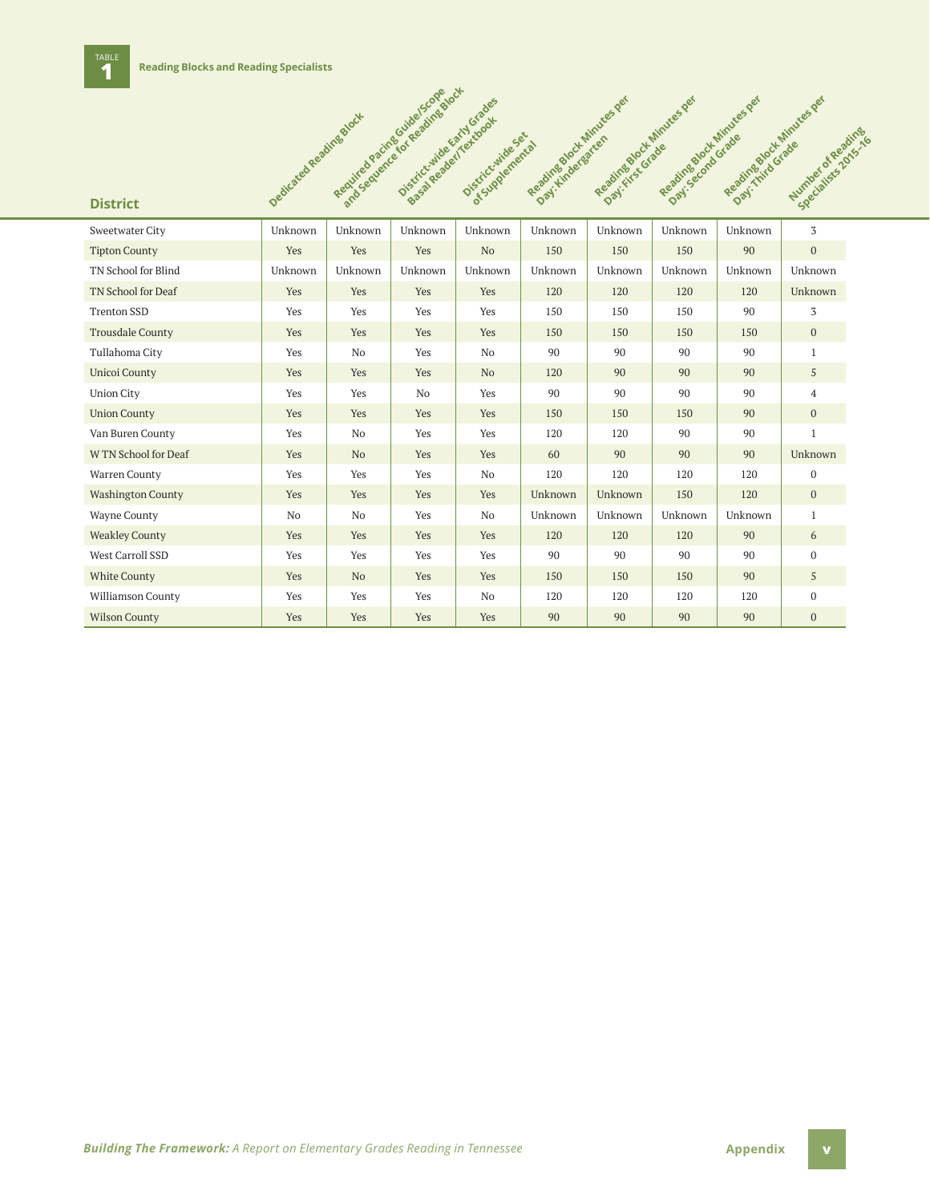TABLE 1 **Reading Blocks and Reading Specialists**

| District | Dedicated Reading Block | Required Pacing Guide/Scope and Sequence for Reading Block | District-wide Early Grades Basal Reader/Textbook | District-wide Set of Supplemental | Reading Block Minutes per Day: Kindergarten | Reading Block Minutes per Day: First Grade | Reading Block Minutes per Day: Second Grade | Reading Block Minutes per Day: Third Grade | Number of Reading Specialists 2015–16 |
|---|---|---|---|---|---|---|---|---|---|
| Sweetwater City | Unknown | Unknown | Unknown | Unknown | Unknown | Unknown | Unknown | Unknown | 3 |
| Tipton County | Yes | Yes | Yes | No | 150 | 150 | 150 | 90 | 0 |
| TN School for Blind | Unknown | Unknown | Unknown | Unknown | Unknown | Unknown | Unknown | Unknown | Unknown |
| TN School for Deaf | Yes | Yes | Yes | Yes | 120 | 120 | 120 | 120 | Unknown |
| Trenton SSD | Yes | Yes | Yes | Yes | 150 | 150 | 150 | 90 | 3 |
| Trousdale County | Yes | Yes | Yes | Yes | 150 | 150 | 150 | 150 | 0 |
| Tullahoma City | Yes | No | Yes | No | 90 | 90 | 90 | 90 | 1 |
| Unicoi County | Yes | Yes | Yes | No | 120 | 90 | 90 | 90 | 5 |
| Union City | Yes | Yes | No | Yes | 90 | 90 | 90 | 90 | 4 |
| Union County | Yes | Yes | Yes | Yes | 150 | 150 | 150 | 90 | 0 |
| Van Buren County | Yes | No | Yes | Yes | 120 | 120 | 90 | 90 | 1 |
| W TN School for Deaf | Yes | No | Yes | Yes | 60 | 90 | 90 | 90 | Unknown |
| Warren County | Yes | Yes | Yes | No | 120 | 120 | 120 | 120 | 0 |
| Washington County | Yes | Yes | Yes | Yes | Unknown | Unknown | 150 | 120 | 0 |
| Wayne County | No | No | Yes | No | Unknown | Unknown | Unknown | Unknown | 1 |
| Weakley County | Yes | Yes | Yes | Yes | 120 | 120 | 120 | 90 | 6 |
| West Carroll SSD | Yes | Yes | Yes | Yes | 90 | 90 | 90 | 90 | 0 |
| White County | Yes | No | Yes | Yes | 150 | 150 | 150 | 90 | 5 |
| Williamson County | Yes | Yes | Yes | No | 120 | 120 | 120 | 120 | 0 |
| Wilson County | Yes | Yes | Yes | Yes | 90 | 90 | 90 | 90 | 0 |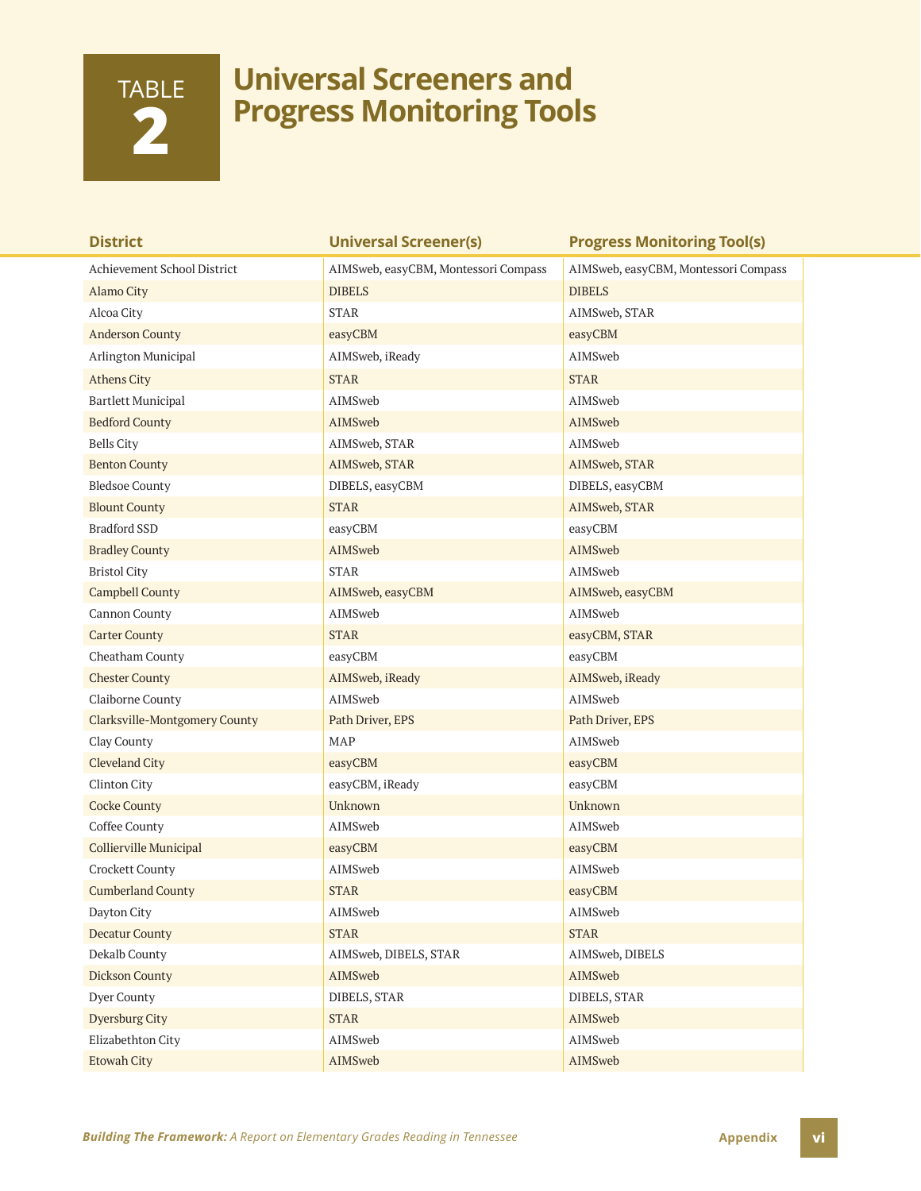# TABLE 2 Universal Screeners and Progress Monitoring Tools

| District | Universal Screener(s) | Progress Monitoring Tool(s) |
|---|---|---|
| Achievement School District | AIMSweb, easyCBM, Montessori Compass | AIMSweb, easyCBM, Montessori Compass |
| Alamo City | DIBELS | DIBELS |
| Alcoa City | STAR | AIMSweb, STAR |
| Anderson County | easyCBM | easyCBM |
| Arlington Municipal | AIMSweb, iReady | AIMSweb |
| Athens City | STAR | STAR |
| Bartlett Municipal | AIMSweb | AIMSweb |
| Bedford County | AIMSweb | AIMSweb |
| Bells City | AIMSweb, STAR | AIMSweb |
| Benton County | AIMSweb, STAR | AIMSweb, STAR |
| Bledsoe County | DIBELS, easyCBM | DIBELS, easyCBM |
| Blount County | STAR | AIMSweb, STAR |
| Bradford SSD | easyCBM | easyCBM |
| Bradley County | AIMSweb | AIMSweb |
| Bristol City | STAR | AIMSweb |
| Campbell County | AIMSweb, easyCBM | AIMSweb, easyCBM |
| Cannon County | AIMSweb | AIMSweb |
| Carter County | STAR | easyCBM, STAR |
| Cheatham County | easyCBM | easyCBM |
| Chester County | AIMSweb, iReady | AIMSweb, iReady |
| Claiborne County | AIMSweb | AIMSweb |
| Clarksville-Montgomery County | Path Driver, EPS | Path Driver, EPS |
| Clay County | MAP | AIMSweb |
| Cleveland City | easyCBM | easyCBM |
| Clinton City | easyCBM, iReady | easyCBM |
| Cocke County | Unknown | Unknown |
| Coffee County | AIMSweb | AIMSweb |
| Collierville Municipal | easyCBM | easyCBM |
| Crockett County | AIMSweb | AIMSweb |
| Cumberland County | STAR | easyCBM |
| Dayton City | AIMSweb | AIMSweb |
| Decatur County | STAR | STAR |
| Dekalb County | AIMSweb, DIBELS, STAR | AIMSweb, DIBELS |
| Dickson County | AIMSweb | AIMSweb |
| Dyer County | DIBELS, STAR | DIBELS, STAR |
| Dyersburg City | STAR | AIMSweb |
| Elizabethton City | AIMSweb | AIMSweb |
| Etowah City | AIMSweb | AIMSweb |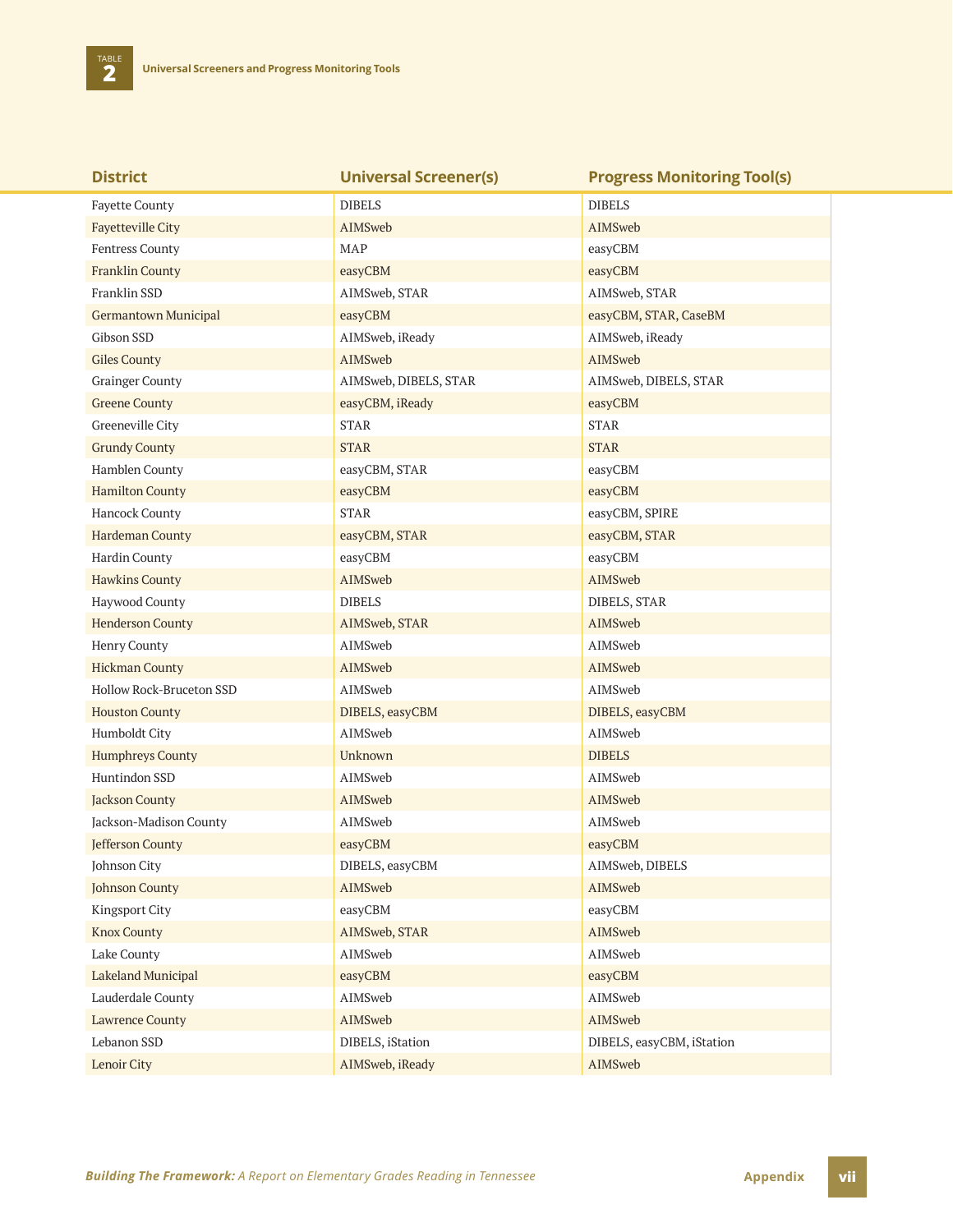## Table 2 Universal Screeners and Progress Monitoring Tools

| District | Universal Screener(s) | Progress Monitoring Tool(s) |
|---|---|---|
| Fayette County | DIBELS | DIBELS |
| Fayetteville City | AIMSweb | AIMSweb |
| Fentress County | MAP | easyCBM |
| Franklin County | easyCBM | easyCBM |
| Franklin SSD | AIMSweb, STAR | AIMSweb, STAR |
| Germantown Municipal | easyCBM | easyCBM, STAR, CaseBM |
| Gibson SSD | AIMSweb, iReady | AIMSweb, iReady |
| Giles County | AIMSweb | AIMSweb |
| Grainger County | AIMSweb, DIBELS, STAR | AIMSweb, DIBELS, STAR |
| Greene County | easyCBM, iReady | easyCBM |
| Greeneville City | STAR | STAR |
| Grundy County | STAR | STAR |
| Hamblen County | easyCBM, STAR | easyCBM |
| Hamilton County | easyCBM | easyCBM |
| Hancock County | STAR | easyCBM, SPIRE |
| Hardeman County | easyCBM, STAR | easyCBM, STAR |
| Hardin County | easyCBM | easyCBM |
| Hawkins County | AIMSweb | AIMSweb |
| Haywood County | DIBELS | DIBELS, STAR |
| Henderson County | AIMSweb, STAR | AIMSweb |
| Henry County | AIMSweb | AIMSweb |
| Hickman County | AIMSweb | AIMSweb |
| Hollow Rock-Bruceton SSD | AIMSweb | AIMSweb |
| Houston County | DIBELS, easyCBM | DIBELS, easyCBM |
| Humboldt City | AIMSweb | AIMSweb |
| Humphreys County | Unknown | DIBELS |
| Huntindon SSD | AIMSweb | AIMSweb |
| Jackson County | AIMSweb | AIMSweb |
| Jackson-Madison County | AIMSweb | AIMSweb |
| Jefferson County | easyCBM | easyCBM |
| Johnson City | DIBELS, easyCBM | AIMSweb, DIBELS |
| Johnson County | AIMSweb | AIMSweb |
| Kingsport City | easyCBM | easyCBM |
| Knox County | AIMSweb, STAR | AIMSweb |
| Lake County | AIMSweb | AIMSweb |
| Lakeland Municipal | easyCBM | easyCBM |
| Lauderdale County | AIMSweb | AIMSweb |
| Lawrence County | AIMSweb | AIMSweb |
| Lebanon SSD | DIBELS, iStation | DIBELS, easyCBM, iStation |
| Lenoir City | AIMSweb, iReady | AIMSweb |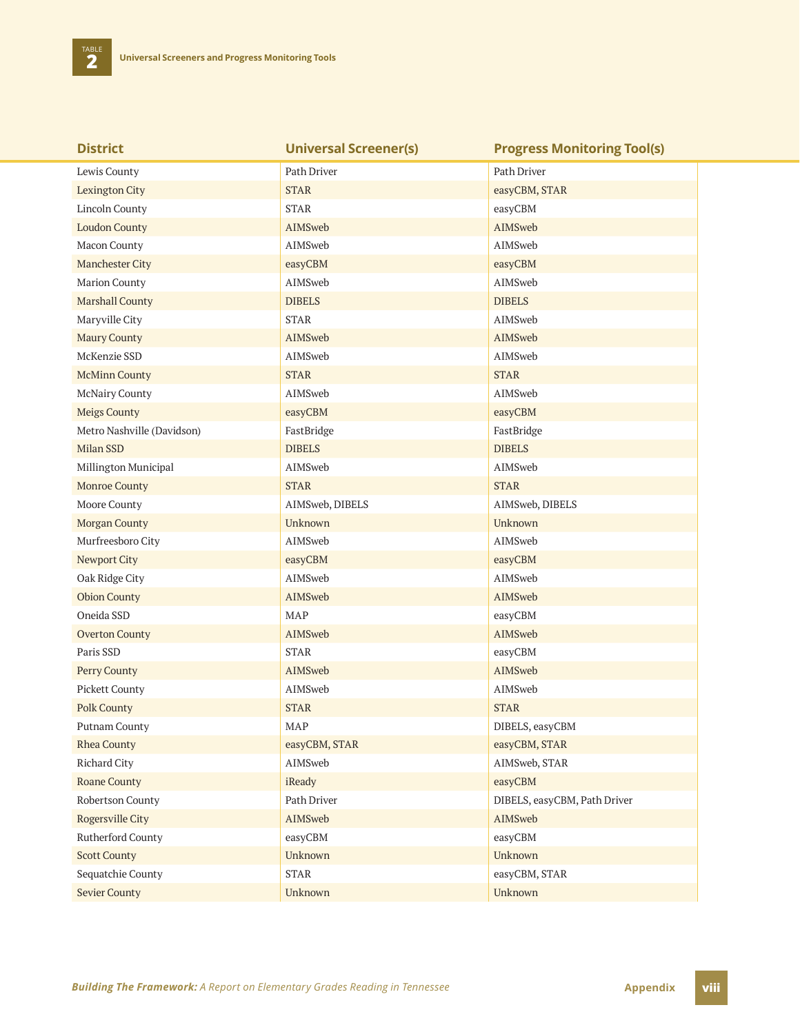**TABLE 2** Universal Screeners and Progress Monitoring Tools

| District | Universal Screener(s) | Progress Monitoring Tool(s) |
|---|---|---|
| Lewis County | Path Driver | Path Driver |
| Lexington City | STAR | easyCBM, STAR |
| Lincoln County | STAR | easyCBM |
| Loudon County | AIMSweb | AIMSweb |
| Macon County | AIMSweb | AIMSweb |
| Manchester City | easyCBM | easyCBM |
| Marion County | AIMSweb | AIMSweb |
| Marshall County | DIBELS | DIBELS |
| Maryville City | STAR | AIMSweb |
| Maury County | AIMSweb | AIMSweb |
| McKenzie SSD | AIMSweb | AIMSweb |
| McMinn County | STAR | STAR |
| McNairy County | AIMSweb | AIMSweb |
| Meigs County | easyCBM | easyCBM |
| Metro Nashville (Davidson) | FastBridge | FastBridge |
| Milan SSD | DIBELS | DIBELS |
| Millington Municipal | AIMSweb | AIMSweb |
| Monroe County | STAR | STAR |
| Moore County | AIMSweb, DIBELS | AIMSweb, DIBELS |
| Morgan County | Unknown | Unknown |
| Murfreesboro City | AIMSweb | AIMSweb |
| Newport City | easyCBM | easyCBM |
| Oak Ridge City | AIMSweb | AIMSweb |
| Obion County | AIMSweb | AIMSweb |
| Oneida SSD | MAP | easyCBM |
| Overton County | AIMSweb | AIMSweb |
| Paris SSD | STAR | easyCBM |
| Perry County | AIMSweb | AIMSweb |
| Pickett County | AIMSweb | AIMSweb |
| Polk County | STAR | STAR |
| Putnam County | MAP | DIBELS, easyCBM |
| Rhea County | easyCBM, STAR | easyCBM, STAR |
| Richard City | AIMSweb | AIMSweb, STAR |
| Roane County | iReady | easyCBM |
| Robertson County | Path Driver | DIBELS, easyCBM, Path Driver |
| Rogersville City | AIMSweb | AIMSweb |
| Rutherford County | easyCBM | easyCBM |
| Scott County | Unknown | Unknown |
| Sequatchie County | STAR | easyCBM, STAR |
| Sevier County | Unknown | Unknown |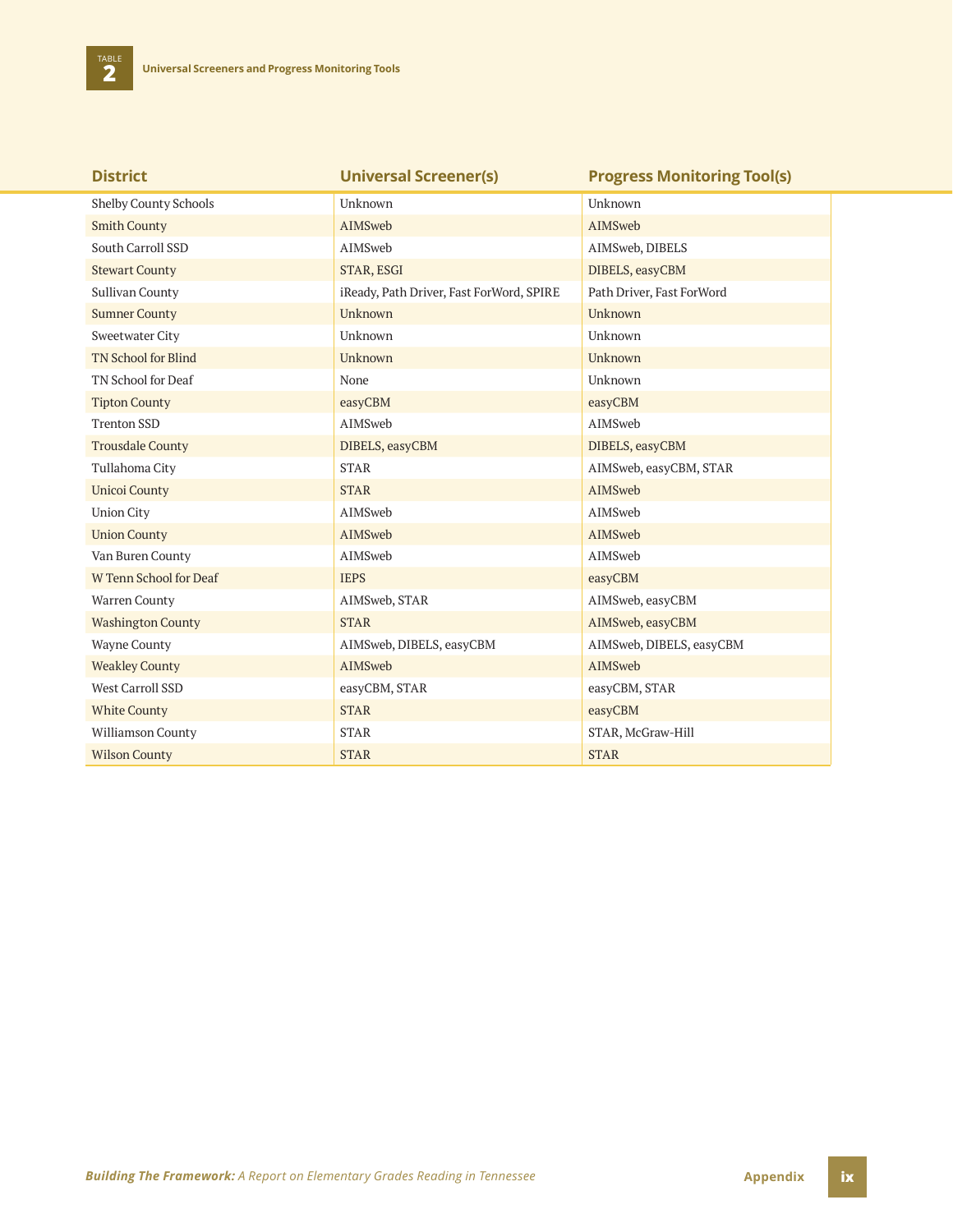**TABLE 2** Universal Screeners and Progress Monitoring Tools

| District | Universal Screener(s) | Progress Monitoring Tool(s) |
|---|---|---|
| Shelby County Schools | Unknown | Unknown |
| Smith County | AIMSweb | AIMSweb |
| South Carroll SSD | AIMSweb | AIMSweb, DIBELS |
| Stewart County | STAR, ESGI | DIBELS, easyCBM |
| Sullivan County | iReady, Path Driver, Fast ForWord, SPIRE | Path Driver, Fast ForWord |
| Sumner County | Unknown | Unknown |
| Sweetwater City | Unknown | Unknown |
| TN School for Blind | Unknown | Unknown |
| TN School for Deaf | None | Unknown |
| Tipton County | easyCBM | easyCBM |
| Trenton SSD | AIMSweb | AIMSweb |
| Trousdale County | DIBELS, easyCBM | DIBELS, easyCBM |
| Tullahoma City | STAR | AIMSweb, easyCBM, STAR |
| Unicoi County | STAR | AIMSweb |
| Union City | AIMSweb | AIMSweb |
| Union County | AIMSweb | AIMSweb |
| Van Buren County | AIMSweb | AIMSweb |
| W Tenn School for Deaf | IEPS | easyCBM |
| Warren County | AIMSweb, STAR | AIMSweb, easyCBM |
| Washington County | STAR | AIMSweb, easyCBM |
| Wayne County | AIMSweb, DIBELS, easyCBM | AIMSweb, DIBELS, easyCBM |
| Weakley County | AIMSweb | AIMSweb |
| West Carroll SSD | easyCBM, STAR | easyCBM, STAR |
| White County | STAR | easyCBM |
| Williamson County | STAR | STAR, McGraw-Hill |
| Wilson County | STAR | STAR |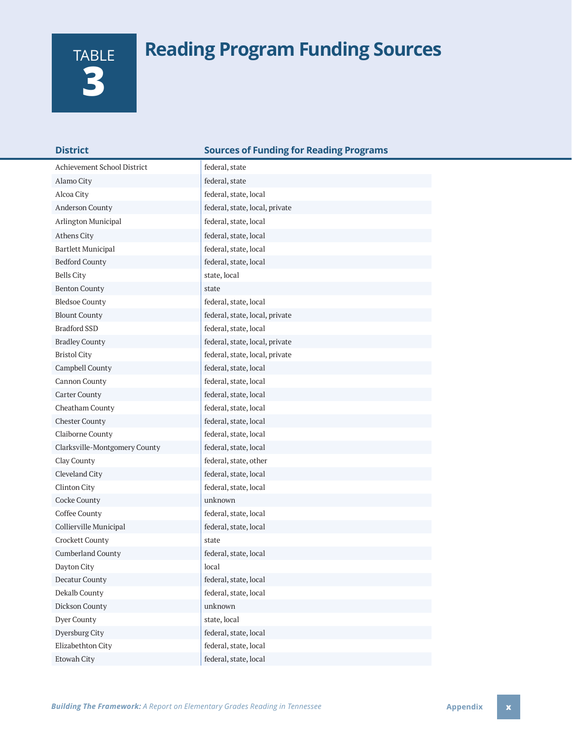# TABLE 3 Reading Program Funding Sources

| District | Sources of Funding for Reading Programs |
| --- | --- |
| Achievement School District | federal, state |
| Alamo City | federal, state |
| Alcoa City | federal, state, local |
| Anderson County | federal, state, local, private |
| Arlington Municipal | federal, state, local |
| Athens City | federal, state, local |
| Bartlett Municipal | federal, state, local |
| Bedford County | federal, state, local |
| Bells City | state, local |
| Benton County | state |
| Bledsoe County | federal, state, local |
| Blount County | federal, state, local, private |
| Bradford SSD | federal, state, local |
| Bradley County | federal, state, local, private |
| Bristol City | federal, state, local, private |
| Campbell County | federal, state, local |
| Cannon County | federal, state, local |
| Carter County | federal, state, local |
| Cheatham County | federal, state, local |
| Chester County | federal, state, local |
| Claiborne County | federal, state, local |
| Clarksville-Montgomery County | federal, state, local |
| Clay County | federal, state, other |
| Cleveland City | federal, state, local |
| Clinton City | federal, state, local |
| Cocke County | unknown |
| Coffee County | federal, state, local |
| Collierville Municipal | federal, state, local |
| Crockett County | state |
| Cumberland County | federal, state, local |
| Dayton City | local |
| Decatur County | federal, state, local |
| Dekalb County | federal, state, local |
| Dickson County | unknown |
| Dyer County | state, local |
| Dyersburg City | federal, state, local |
| Elizabethton City | federal, state, local |
| Etowah City | federal, state, local |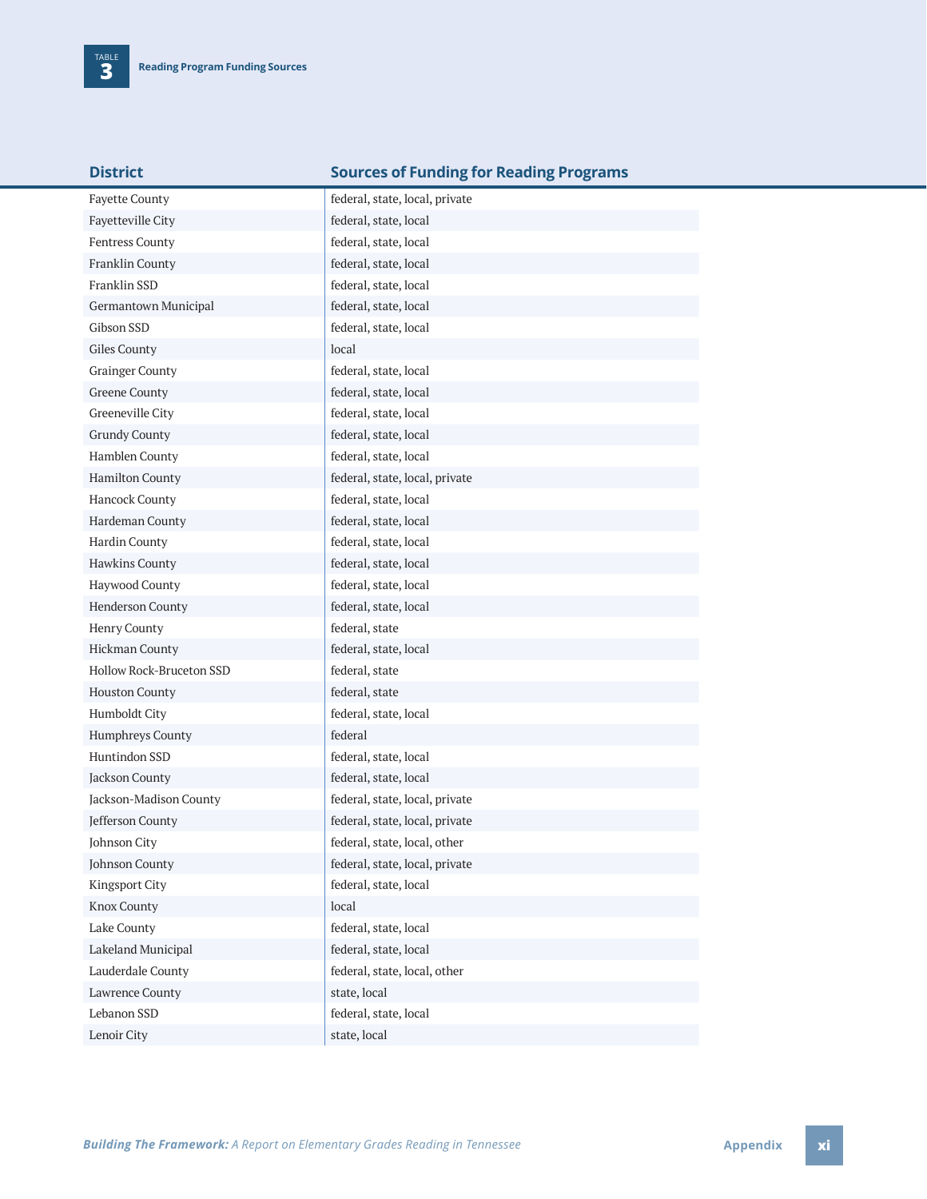TABLE 3 **Reading Program Funding Sources**

| District | Sources of Funding for Reading Programs |
|---|---|
| Fayette County | federal, state, local, private |
| Fayetteville City | federal, state, local |
| Fentress County | federal, state, local |
| Franklin County | federal, state, local |
| Franklin SSD | federal, state, local |
| Germantown Municipal | federal, state, local |
| Gibson SSD | federal, state, local |
| Giles County | local |
| Grainger County | federal, state, local |
| Greene County | federal, state, local |
| Greeneville City | federal, state, local |
| Grundy County | federal, state, local |
| Hamblen County | federal, state, local |
| Hamilton County | federal, state, local, private |
| Hancock County | federal, state, local |
| Hardeman County | federal, state, local |
| Hardin County | federal, state, local |
| Hawkins County | federal, state, local |
| Haywood County | federal, state, local |
| Henderson County | federal, state, local |
| Henry County | federal, state |
| Hickman County | federal, state, local |
| Hollow Rock-Bruceton SSD | federal, state |
| Houston County | federal, state |
| Humboldt City | federal, state, local |
| Humphreys County | federal |
| Huntindon SSD | federal, state, local |
| Jackson County | federal, state, local |
| Jackson-Madison County | federal, state, local, private |
| Jefferson County | federal, state, local, private |
| Johnson City | federal, state, local, other |
| Johnson County | federal, state, local, private |
| Kingsport City | federal, state, local |
| Knox County | local |
| Lake County | federal, state, local |
| Lakeland Municipal | federal, state, local |
| Lauderdale County | federal, state, local, other |
| Lawrence County | state, local |
| Lebanon SSD | federal, state, local |
| Lenoir City | state, local |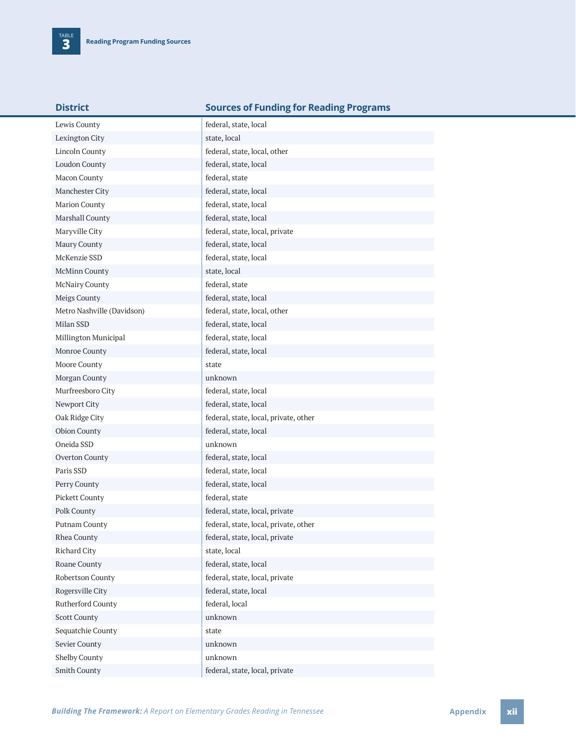**TABLE 3** Reading Program Funding Sources

| District | Sources of Funding for Reading Programs |
|---|---|
| Lewis County | federal, state, local |
| Lexington City | state, local |
| Lincoln County | federal, state, local, other |
| Loudon County | federal, state, local |
| Macon County | federal, state |
| Manchester City | federal, state, local |
| Marion County | federal, state, local |
| Marshall County | federal, state, local |
| Maryville City | federal, state, local, private |
| Maury County | federal, state, local |
| McKenzie SSD | federal, state, local |
| McMinn County | state, local |
| McNairy County | federal, state |
| Meigs County | federal, state, local |
| Metro Nashville (Davidson) | federal, state, local, other |
| Milan SSD | federal, state, local |
| Millington Municipal | federal, state, local |
| Monroe County | federal, state, local |
| Moore County | state |
| Morgan County | unknown |
| Murfreesboro City | federal, state, local |
| Newport City | federal, state, local |
| Oak Ridge City | federal, state, local, private, other |
| Obion County | federal, state, local |
| Oneida SSD | unknown |
| Overton County | federal, state, local |
| Paris SSD | federal, state, local |
| Perry County | federal, state, local |
| Pickett County | federal, state |
| Polk County | federal, state, local, private |
| Putnam County | federal, state, local, private, other |
| Rhea County | federal, state, local, private |
| Richard City | state, local |
| Roane County | federal, state, local |
| Robertson County | federal, state, local, private |
| Rogersville City | federal, state, local |
| Rutherford County | federal, local |
| Scott County | unknown |
| Sequatchie County | state |
| Sevier County | unknown |
| Shelby County | unknown |
| Smith County | federal, state, local, private |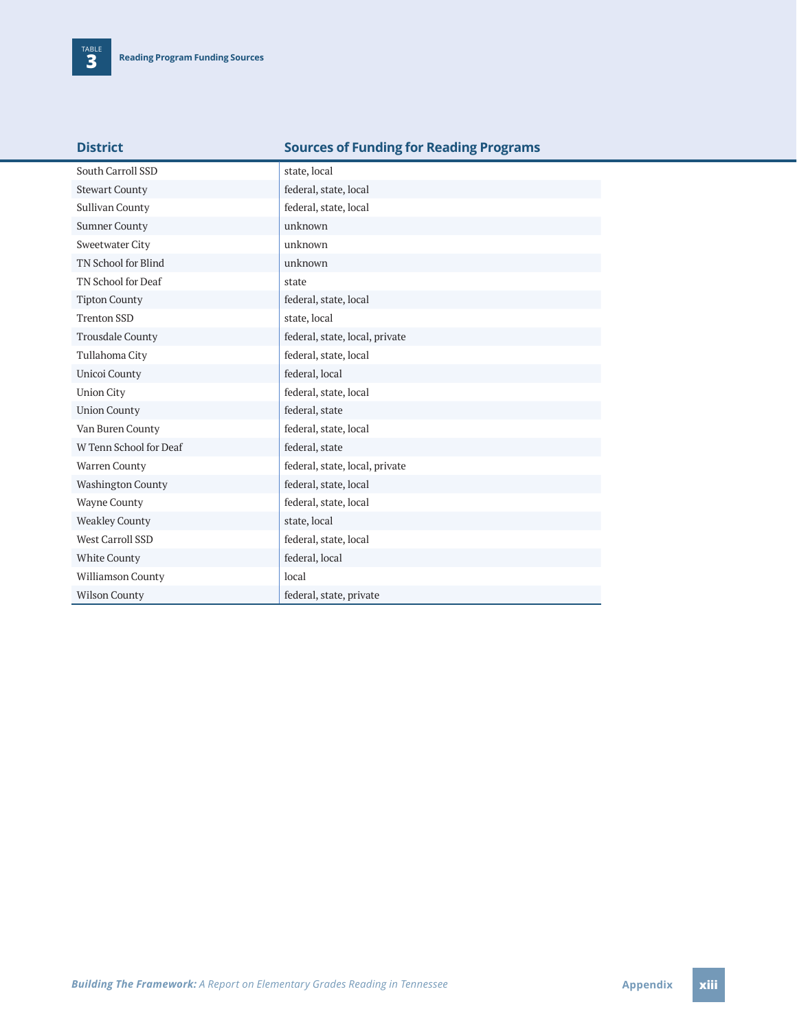TABLE 3 **Reading Program Funding Sources**

| District | Sources of Funding for Reading Programs |
|---|---|
| South Carroll SSD | state, local |
| Stewart County | federal, state, local |
| Sullivan County | federal, state, local |
| Sumner County | unknown |
| Sweetwater City | unknown |
| TN School for Blind | unknown |
| TN School for Deaf | state |
| Tipton County | federal, state, local |
| Trenton SSD | state, local |
| Trousdale County | federal, state, local, private |
| Tullahoma City | federal, state, local |
| Unicoi County | federal, local |
| Union City | federal, state, local |
| Union County | federal, state |
| Van Buren County | federal, state, local |
| W Tenn School for Deaf | federal, state |
| Warren County | federal, state, local, private |
| Washington County | federal, state, local |
| Wayne County | federal, state, local |
| Weakley County | state, local |
| West Carroll SSD | federal, state, local |
| White County | federal, local |
| Williamson County | local |
| Wilson County | federal, state, private |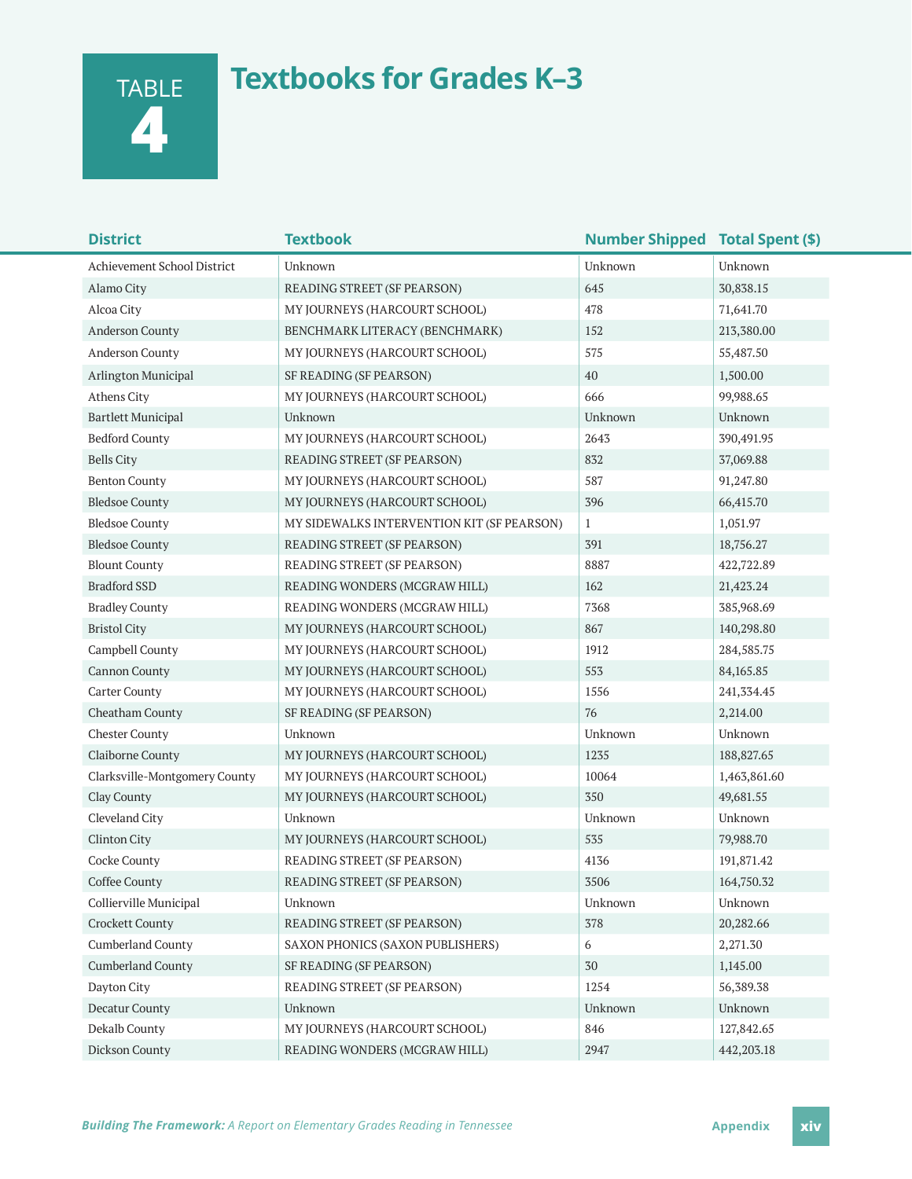# TABLE 4 Textbooks for Grades K–3

| District | Textbook | Number Shipped | Total Spent ($) |
|---|---|---|---|
| Achievement School District | Unknown | Unknown | Unknown |
| Alamo City | READING STREET (SF PEARSON) | 645 | 30,838.15 |
| Alcoa City | MY JOURNEYS (HARCOURT SCHOOL) | 478 | 71,641.70 |
| Anderson County | BENCHMARK LITERACY (BENCHMARK) | 152 | 213,380.00 |
| Anderson County | MY JOURNEYS (HARCOURT SCHOOL) | 575 | 55,487.50 |
| Arlington Municipal | SF READING (SF PEARSON) | 40 | 1,500.00 |
| Athens City | MY JOURNEYS (HARCOURT SCHOOL) | 666 | 99,988.65 |
| Bartlett Municipal | Unknown | Unknown | Unknown |
| Bedford County | MY JOURNEYS (HARCOURT SCHOOL) | 2643 | 390,491.95 |
| Bells City | READING STREET (SF PEARSON) | 832 | 37,069.88 |
| Benton County | MY JOURNEYS (HARCOURT SCHOOL) | 587 | 91,247.80 |
| Bledsoe County | MY JOURNEYS (HARCOURT SCHOOL) | 396 | 66,415.70 |
| Bledsoe County | MY SIDEWALKS INTERVENTION KIT (SF PEARSON) | 1 | 1,051.97 |
| Bledsoe County | READING STREET (SF PEARSON) | 391 | 18,756.27 |
| Blount County | READING STREET (SF PEARSON) | 8887 | 422,722.89 |
| Bradford SSD | READING WONDERS (MCGRAW HILL) | 162 | 21,423.24 |
| Bradley County | READING WONDERS (MCGRAW HILL) | 7368 | 385,968.69 |
| Bristol City | MY JOURNEYS (HARCOURT SCHOOL) | 867 | 140,298.80 |
| Campbell County | MY JOURNEYS (HARCOURT SCHOOL) | 1912 | 284,585.75 |
| Cannon County | MY JOURNEYS (HARCOURT SCHOOL) | 553 | 84,165.85 |
| Carter County | MY JOURNEYS (HARCOURT SCHOOL) | 1556 | 241,334.45 |
| Cheatham County | SF READING (SF PEARSON) | 76 | 2,214.00 |
| Chester County | Unknown | Unknown | Unknown |
| Claiborne County | MY JOURNEYS (HARCOURT SCHOOL) | 1235 | 188,827.65 |
| Clarksville-Montgomery County | MY JOURNEYS (HARCOURT SCHOOL) | 10064 | 1,463,861.60 |
| Clay County | MY JOURNEYS (HARCOURT SCHOOL) | 350 | 49,681.55 |
| Cleveland City | Unknown | Unknown | Unknown |
| Clinton City | MY JOURNEYS (HARCOURT SCHOOL) | 535 | 79,988.70 |
| Cocke County | READING STREET (SF PEARSON) | 4136 | 191,871.42 |
| Coffee County | READING STREET (SF PEARSON) | 3506 | 164,750.32 |
| Collierville Municipal | Unknown | Unknown | Unknown |
| Crockett County | READING STREET (SF PEARSON) | 378 | 20,282.66 |
| Cumberland County | SAXON PHONICS (SAXON PUBLISHERS) | 6 | 2,271.30 |
| Cumberland County | SF READING (SF PEARSON) | 30 | 1,145.00 |
| Dayton City | READING STREET (SF PEARSON) | 1254 | 56,389.38 |
| Decatur County | Unknown | Unknown | Unknown |
| Dekalb County | MY JOURNEYS (HARCOURT SCHOOL) | 846 | 127,842.65 |
| Dickson County | READING WONDERS (MCGRAW HILL) | 2947 | 442,203.18 |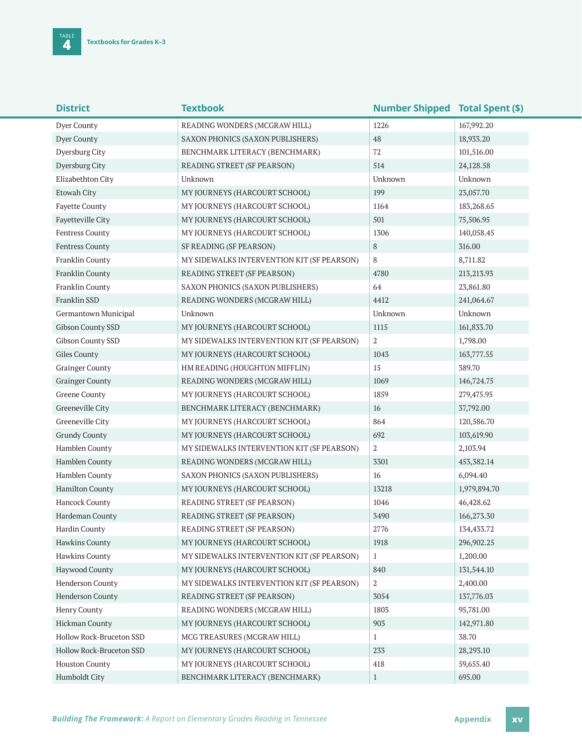**TABLE 4** Textbooks for Grades K–3

| District | Textbook | Number Shipped | Total Spent ($) |
|---|---|---|---|
| Dyer County | READING WONDERS (MCGRAW HILL) | 1226 | 167,992.20 |
| Dyer County | SAXON PHONICS (SAXON PUBLISHERS) | 48 | 18,933.20 |
| Dyersburg City | BENCHMARK LITERACY (BENCHMARK) | 72 | 101,516.00 |
| Dyersburg City | READING STREET (SF PEARSON) | 514 | 24,128.58 |
| Elizabethton City | Unknown | Unknown | Unknown |
| Etowah City | MY JOURNEYS (HARCOURT SCHOOL) | 199 | 23,057.70 |
| Fayette County | MY JOURNEYS (HARCOURT SCHOOL) | 1164 | 183,268.65 |
| Fayetteville City | MY JOURNEYS (HARCOURT SCHOOL) | 501 | 75,506.95 |
| Fentress County | MY JOURNEYS (HARCOURT SCHOOL) | 1306 | 140,058.45 |
| Fentress County | SF READING (SF PEARSON) | 8 | 316.00 |
| Franklin County | MY SIDEWALKS INTERVENTION KIT (SF PEARSON) | 8 | 8,711.82 |
| Franklin County | READING STREET (SF PEARSON) | 4780 | 213,213.93 |
| Franklin County | SAXON PHONICS (SAXON PUBLISHERS) | 64 | 23,861.80 |
| Franklin SSD | READING WONDERS (MCGRAW HILL) | 4412 | 241,064.67 |
| Germantown Municipal | Unknown | Unknown | Unknown |
| Gibson County SSD | MY JOURNEYS (HARCOURT SCHOOL) | 1115 | 161,833.70 |
| Gibson County SSD | MY SIDEWALKS INTERVENTION KIT (SF PEARSON) | 2 | 1,798.00 |
| Giles County | MY JOURNEYS (HARCOURT SCHOOL) | 1043 | 163,777.55 |
| Grainger County | HM READING (HOUGHTON MIFFLIN) | 15 | 389.70 |
| Grainger County | READING WONDERS (MCGRAW HILL) | 1069 | 146,724.75 |
| Greene County | MY JOURNEYS (HARCOURT SCHOOL) | 1859 | 279,475.95 |
| Greeneville City | BENCHMARK LITERACY (BENCHMARK) | 16 | 37,792.00 |
| Greeneville City | MY JOURNEYS (HARCOURT SCHOOL) | 864 | 120,586.70 |
| Grundy County | MY JOURNEYS (HARCOURT SCHOOL) | 692 | 103,619.90 |
| Hamblen County | MY SIDEWALKS INTERVENTION KIT (SF PEARSON) | 2 | 2,103.94 |
| Hamblen County | READING WONDERS (MCGRAW HILL) | 3301 | 453,382.14 |
| Hamblen County | SAXON PHONICS (SAXON PUBLISHERS) | 16 | 6,094.40 |
| Hamilton County | MY JOURNEYS (HARCOURT SCHOOL) | 13218 | 1,979,894.70 |
| Hancock County | READING STREET (SF PEARSON) | 1046 | 46,428.62 |
| Hardeman County | READING STREET (SF PEARSON) | 3490 | 166,273.30 |
| Hardin County | READING STREET (SF PEARSON) | 2776 | 134,433.72 |
| Hawkins County | MY JOURNEYS (HARCOURT SCHOOL) | 1918 | 296,902.25 |
| Hawkins County | MY SIDEWALKS INTERVENTION KIT (SF PEARSON) | 1 | 1,200.00 |
| Haywood County | MY JOURNEYS (HARCOURT SCHOOL) | 840 | 131,544.10 |
| Henderson County | MY SIDEWALKS INTERVENTION KIT (SF PEARSON) | 2 | 2,400.00 |
| Henderson County | READING STREET (SF PEARSON) | 3054 | 137,776.03 |
| Henry County | READING WONDERS (MCGRAW HILL) | 1803 | 95,781.00 |
| Hickman County | MY JOURNEYS (HARCOURT SCHOOL) | 903 | 142,971.80 |
| Hollow Rock-Bruceton SSD | MCG TREASURES (MCGRAW HILL) | 1 | 38.70 |
| Hollow Rock-Bruceton SSD | MY JOURNEYS (HARCOURT SCHOOL) | 233 | 28,293.10 |
| Houston County | MY JOURNEYS (HARCOURT SCHOOL) | 418 | 59,655.40 |
| Humboldt City | BENCHMARK LITERACY (BENCHMARK) | 1 | 695.00 |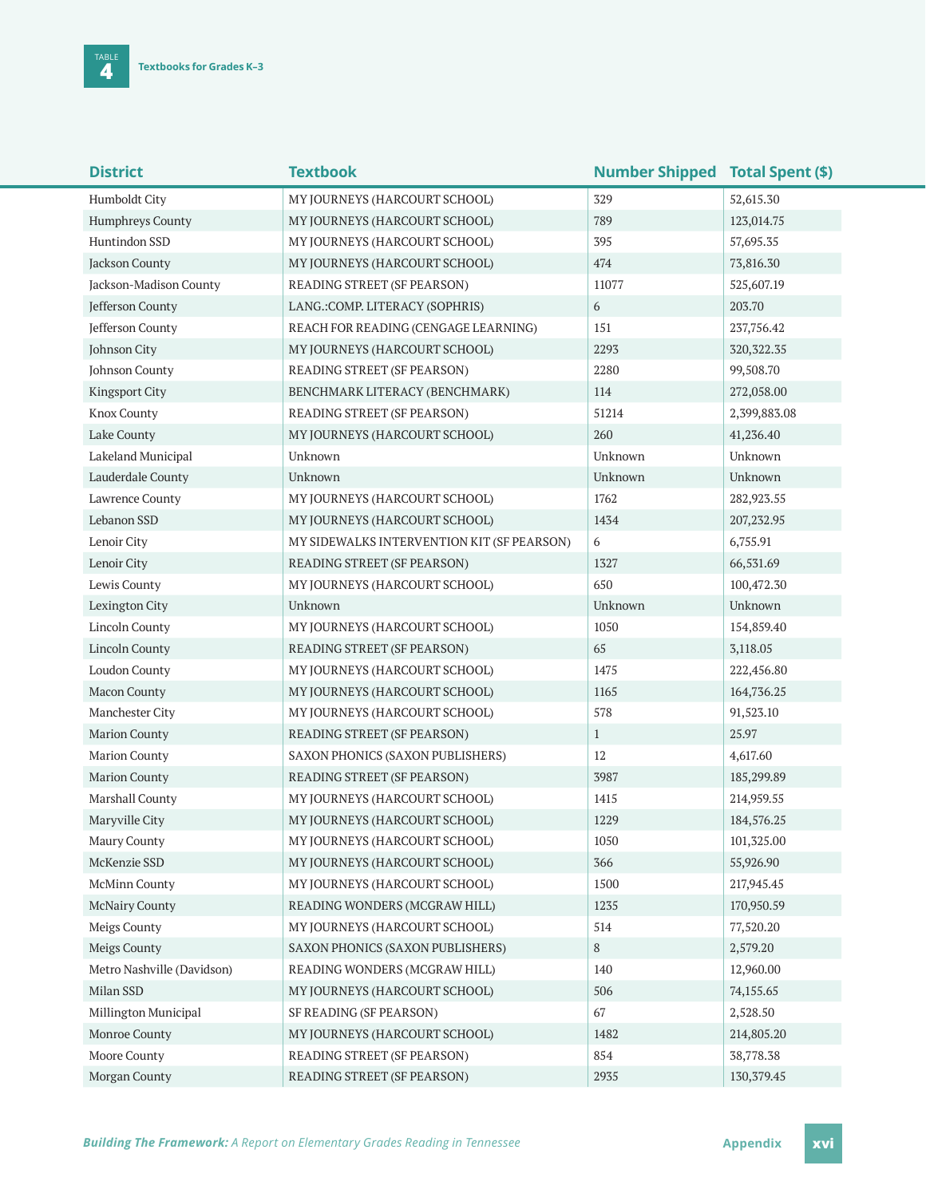TABLE 4 **Textbooks for Grades K–3**

| District | Textbook | Number Shipped | Total Spent ($) |
|---|---|---|---|
| Humboldt City | MY JOURNEYS (HARCOURT SCHOOL) | 329 | 52,615.30 |
| Humphreys County | MY JOURNEYS (HARCOURT SCHOOL) | 789 | 123,014.75 |
| Huntindon SSD | MY JOURNEYS (HARCOURT SCHOOL) | 395 | 57,695.35 |
| Jackson County | MY JOURNEYS (HARCOURT SCHOOL) | 474 | 73,816.30 |
| Jackson-Madison County | READING STREET (SF PEARSON) | 11077 | 525,607.19 |
| Jefferson County | LANG.:COMP. LITERACY (SOPHRIS) | 6 | 203.70 |
| Jefferson County | REACH FOR READING (CENGAGE LEARNING) | 151 | 237,756.42 |
| Johnson City | MY JOURNEYS (HARCOURT SCHOOL) | 2293 | 320,322.35 |
| Johnson County | READING STREET (SF PEARSON) | 2280 | 99,508.70 |
| Kingsport City | BENCHMARK LITERACY (BENCHMARK) | 114 | 272,058.00 |
| Knox County | READING STREET (SF PEARSON) | 51214 | 2,399,883.08 |
| Lake County | MY JOURNEYS (HARCOURT SCHOOL) | 260 | 41,236.40 |
| Lakeland Municipal | Unknown | Unknown | Unknown |
| Lauderdale County | Unknown | Unknown | Unknown |
| Lawrence County | MY JOURNEYS (HARCOURT SCHOOL) | 1762 | 282,923.55 |
| Lebanon SSD | MY JOURNEYS (HARCOURT SCHOOL) | 1434 | 207,232.95 |
| Lenoir City | MY SIDEWALKS INTERVENTION KIT (SF PEARSON) | 6 | 6,755.91 |
| Lenoir City | READING STREET (SF PEARSON) | 1327 | 66,531.69 |
| Lewis County | MY JOURNEYS (HARCOURT SCHOOL) | 650 | 100,472.30 |
| Lexington City | Unknown | Unknown | Unknown |
| Lincoln County | MY JOURNEYS (HARCOURT SCHOOL) | 1050 | 154,859.40 |
| Lincoln County | READING STREET (SF PEARSON) | 65 | 3,118.05 |
| Loudon County | MY JOURNEYS (HARCOURT SCHOOL) | 1475 | 222,456.80 |
| Macon County | MY JOURNEYS (HARCOURT SCHOOL) | 1165 | 164,736.25 |
| Manchester City | MY JOURNEYS (HARCOURT SCHOOL) | 578 | 91,523.10 |
| Marion County | READING STREET (SF PEARSON) | 1 | 25.97 |
| Marion County | SAXON PHONICS (SAXON PUBLISHERS) | 12 | 4,617.60 |
| Marion County | READING STREET (SF PEARSON) | 3987 | 185,299.89 |
| Marshall County | MY JOURNEYS (HARCOURT SCHOOL) | 1415 | 214,959.55 |
| Maryville City | MY JOURNEYS (HARCOURT SCHOOL) | 1229 | 184,576.25 |
| Maury County | MY JOURNEYS (HARCOURT SCHOOL) | 1050 | 101,325.00 |
| McKenzie SSD | MY JOURNEYS (HARCOURT SCHOOL) | 366 | 55,926.90 |
| McMinn County | MY JOURNEYS (HARCOURT SCHOOL) | 1500 | 217,945.45 |
| McNairy County | READING WONDERS (MCGRAW HILL) | 1235 | 170,950.59 |
| Meigs County | MY JOURNEYS (HARCOURT SCHOOL) | 514 | 77,520.20 |
| Meigs County | SAXON PHONICS (SAXON PUBLISHERS) | 8 | 2,579.20 |
| Metro Nashville (Davidson) | READING WONDERS (MCGRAW HILL) | 140 | 12,960.00 |
| Milan SSD | MY JOURNEYS (HARCOURT SCHOOL) | 506 | 74,155.65 |
| Millington Municipal | SF READING (SF PEARSON) | 67 | 2,528.50 |
| Monroe County | MY JOURNEYS (HARCOURT SCHOOL) | 1482 | 214,805.20 |
| Moore County | READING STREET (SF PEARSON) | 854 | 38,778.38 |
| Morgan County | READING STREET (SF PEARSON) | 2935 | 130,379.45 |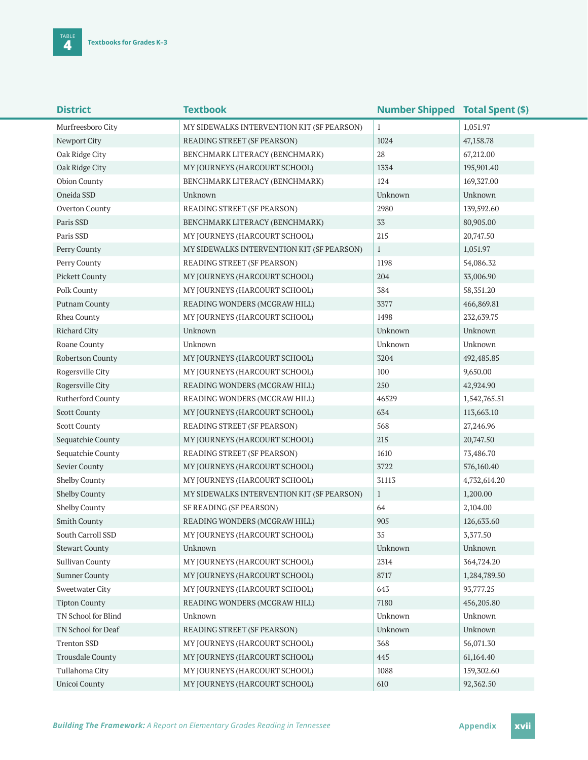TABLE 4 **Textbooks for Grades K–3**

| District | Textbook | Number Shipped | Total Spent ($) |
|---|---|---|---|
| Murfreesboro City | MY SIDEWALKS INTERVENTION KIT (SF PEARSON) | 1 | 1,051.97 |
| Newport City | READING STREET (SF PEARSON) | 1024 | 47,158.78 |
| Oak Ridge City | BENCHMARK LITERACY (BENCHMARK) | 28 | 67,212.00 |
| Oak Ridge City | MY JOURNEYS (HARCOURT SCHOOL) | 1334 | 195,901.40 |
| Obion County | BENCHMARK LITERACY (BENCHMARK) | 124 | 169,327.00 |
| Oneida SSD | Unknown | Unknown | Unknown |
| Overton County | READING STREET (SF PEARSON) | 2980 | 139,592.60 |
| Paris SSD | BENCHMARK LITERACY (BENCHMARK) | 33 | 80,905.00 |
| Paris SSD | MY JOURNEYS (HARCOURT SCHOOL) | 215 | 20,747.50 |
| Perry County | MY SIDEWALKS INTERVENTION KIT (SF PEARSON) | 1 | 1,051.97 |
| Perry County | READING STREET (SF PEARSON) | 1198 | 54,086.32 |
| Pickett County | MY JOURNEYS (HARCOURT SCHOOL) | 204 | 33,006.90 |
| Polk County | MY JOURNEYS (HARCOURT SCHOOL) | 384 | 58,351.20 |
| Putnam County | READING WONDERS (MCGRAW HILL) | 3377 | 466,869.81 |
| Rhea County | MY JOURNEYS (HARCOURT SCHOOL) | 1498 | 232,639.75 |
| Richard City | Unknown | Unknown | Unknown |
| Roane County | Unknown | Unknown | Unknown |
| Robertson County | MY JOURNEYS (HARCOURT SCHOOL) | 3204 | 492,485.85 |
| Rogersville City | MY JOURNEYS (HARCOURT SCHOOL) | 100 | 9,650.00 |
| Rogersville City | READING WONDERS (MCGRAW HILL) | 250 | 42,924.90 |
| Rutherford County | READING WONDERS (MCGRAW HILL) | 46529 | 1,542,765.51 |
| Scott County | MY JOURNEYS (HARCOURT SCHOOL) | 634 | 113,663.10 |
| Scott County | READING STREET (SF PEARSON) | 568 | 27,246.96 |
| Sequatchie County | MY JOURNEYS (HARCOURT SCHOOL) | 215 | 20,747.50 |
| Sequatchie County | READING STREET (SF PEARSON) | 1610 | 73,486.70 |
| Sevier County | MY JOURNEYS (HARCOURT SCHOOL) | 3722 | 576,160.40 |
| Shelby County | MY JOURNEYS (HARCOURT SCHOOL) | 31113 | 4,732,614.20 |
| Shelby County | MY SIDEWALKS INTERVENTION KIT (SF PEARSON) | 1 | 1,200.00 |
| Shelby County | SF READING (SF PEARSON) | 64 | 2,104.00 |
| Smith County | READING WONDERS (MCGRAW HILL) | 905 | 126,633.60 |
| South Carroll SSD | MY JOURNEYS (HARCOURT SCHOOL) | 35 | 3,377.50 |
| Stewart County | Unknown | Unknown | Unknown |
| Sullivan County | MY JOURNEYS (HARCOURT SCHOOL) | 2314 | 364,724.20 |
| Sumner County | MY JOURNEYS (HARCOURT SCHOOL) | 8717 | 1,284,789.50 |
| Sweetwater City | MY JOURNEYS (HARCOURT SCHOOL) | 643 | 93,777.25 |
| Tipton County | READING WONDERS (MCGRAW HILL) | 7180 | 456,205.80 |
| TN School for Blind | Unknown | Unknown | Unknown |
| TN School for Deaf | READING STREET (SF PEARSON) | Unknown | Unknown |
| Trenton SSD | MY JOURNEYS (HARCOURT SCHOOL) | 368 | 56,071.30 |
| Trousdale County | MY JOURNEYS (HARCOURT SCHOOL) | 445 | 61,164.40 |
| Tullahoma City | MY JOURNEYS (HARCOURT SCHOOL) | 1088 | 159,302.60 |
| Unicoi County | MY JOURNEYS (HARCOURT SCHOOL) | 610 | 92,362.50 |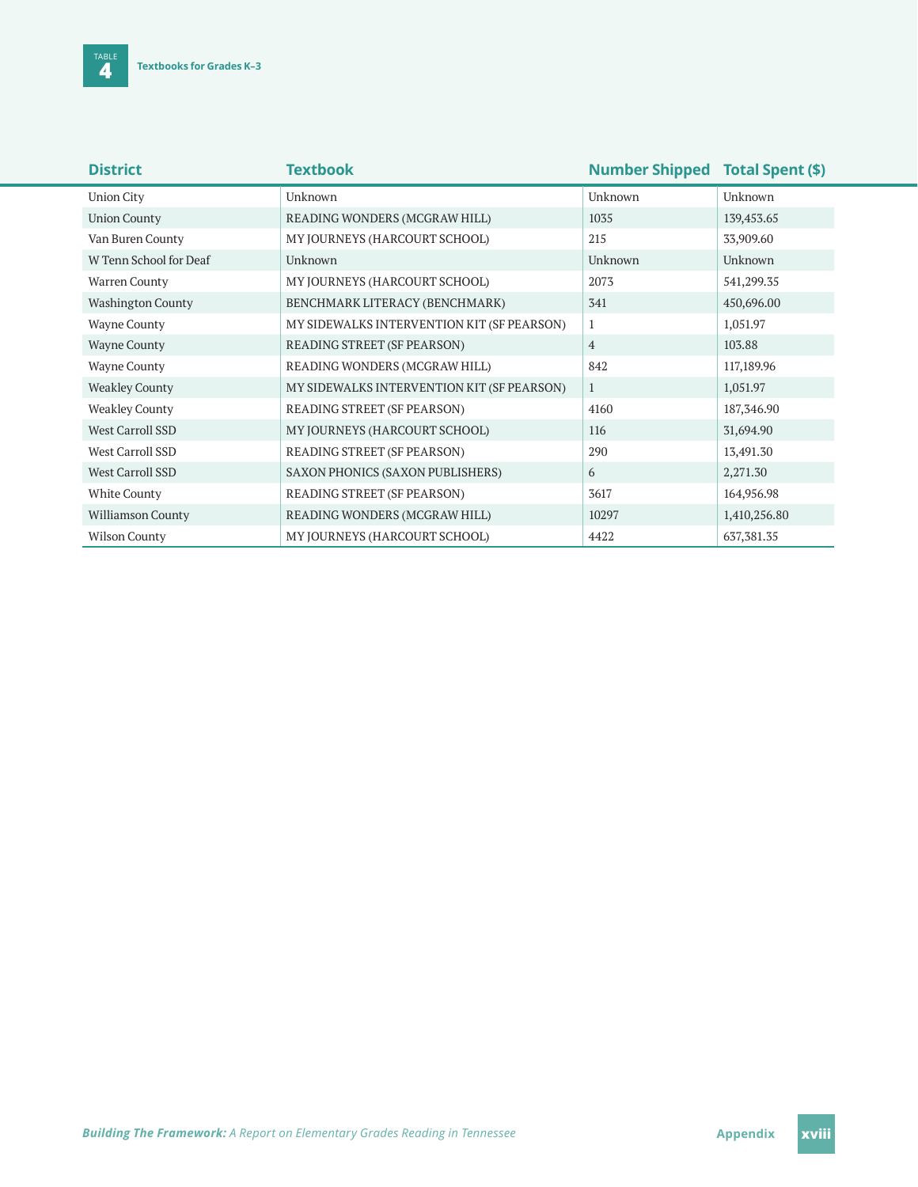**TABLE 4** Textbooks for Grades K–3

| District | Textbook | Number Shipped | Total Spent ($) |
|---|---|---|---|
| Union City | Unknown | Unknown | Unknown |
| Union County | READING WONDERS (MCGRAW HILL) | 1035 | 139,453.65 |
| Van Buren County | MY JOURNEYS (HARCOURT SCHOOL) | 215 | 33,909.60 |
| W Tenn School for Deaf | Unknown | Unknown | Unknown |
| Warren County | MY JOURNEYS (HARCOURT SCHOOL) | 2073 | 541,299.35 |
| Washington County | BENCHMARK LITERACY (BENCHMARK) | 341 | 450,696.00 |
| Wayne County | MY SIDEWALKS INTERVENTION KIT (SF PEARSON) | 1 | 1,051.97 |
| Wayne County | READING STREET (SF PEARSON) | 4 | 103.88 |
| Wayne County | READING WONDERS (MCGRAW HILL) | 842 | 117,189.96 |
| Weakley County | MY SIDEWALKS INTERVENTION KIT (SF PEARSON) | 1 | 1,051.97 |
| Weakley County | READING STREET (SF PEARSON) | 4160 | 187,346.90 |
| West Carroll SSD | MY JOURNEYS (HARCOURT SCHOOL) | 116 | 31,694.90 |
| West Carroll SSD | READING STREET (SF PEARSON) | 290 | 13,491.30 |
| West Carroll SSD | SAXON PHONICS (SAXON PUBLISHERS) | 6 | 2,271.30 |
| White County | READING STREET (SF PEARSON) | 3617 | 164,956.98 |
| Williamson County | READING WONDERS (MCGRAW HILL) | 10297 | 1,410,256.80 |
| Wilson County | MY JOURNEYS (HARCOURT SCHOOL) | 4422 | 637,381.35 |